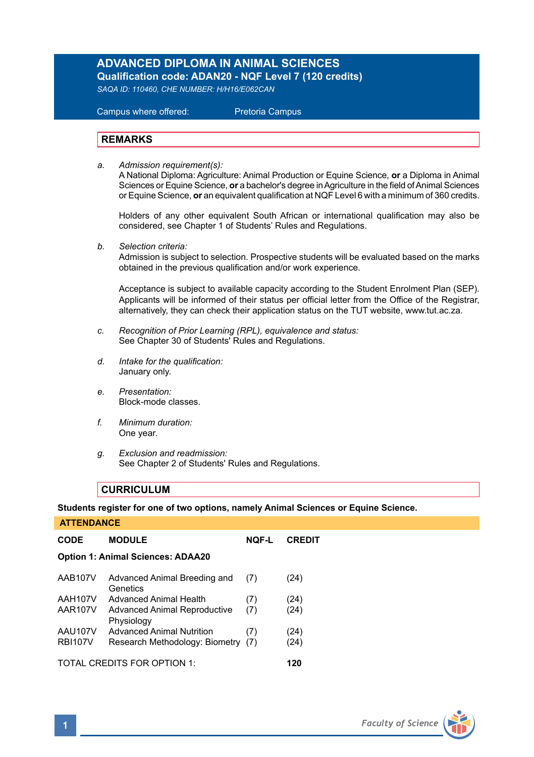# ADVANCED DIPLOMA IN ANIMAL SCIENCES

**Qualification code: ADAN20 - NQF Level 7 (120 credits)**

*SAQA ID: 110460, CHE NUMBER: H/H16/E062CAN*

Campus where offered: Pretoria Campus

## REMARKS

a. *Admission requirement(s):*
A National Diploma: Agriculture: Animal Production or Equine Science, **or** a Diploma in Animal Sciences or Equine Science, **or** a bachelor's degree in Agriculture in the field of Animal Sciences or Equine Science, **or** an equivalent qualification at NQF Level 6 with a minimum of 360 credits.

Holders of any other equivalent South African or international qualification may also be considered, see Chapter 1 of Students' Rules and Regulations.

b. *Selection criteria:*
Admission is subject to selection. Prospective students will be evaluated based on the marks obtained in the previous qualification and/or work experience.

Acceptance is subject to available capacity according to the Student Enrolment Plan (SEP). Applicants will be informed of their status per official letter from the Office of the Registrar, alternatively, they can check their application status on the TUT website, www.tut.ac.za.

c. *Recognition of Prior Learning (RPL), equivalence and status:*
See Chapter 30 of Students' Rules and Regulations.

d. *Intake for the qualification:*
January only.

e. *Presentation:*
Block-mode classes.

f. *Minimum duration:*
One year.

g. *Exclusion and readmission:*
See Chapter 2 of Students' Rules and Regulations.

## CURRICULUM

**Students register for one of two options, namely Animal Sciences or Equine Science.**

**ATTENDANCE**

| CODE | MODULE | NQF-L | CREDIT |
|---|---|---|---|
| **Option 1: Animal Sciences: ADAA20** | | | |
| AAB107V | Advanced Animal Breeding and Genetics | (7) | (24) |
| AAH107V | Advanced Animal Health | (7) | (24) |
| AAR107V | Advanced Animal Reproductive Physiology | (7) | (24) |
| AAU107V | Advanced Animal Nutrition | (7) | (24) |
| RBI107V | Research Methodology: Biometry | (7) | (24) |
| TOTAL CREDITS FOR OPTION 1: | | | **120** |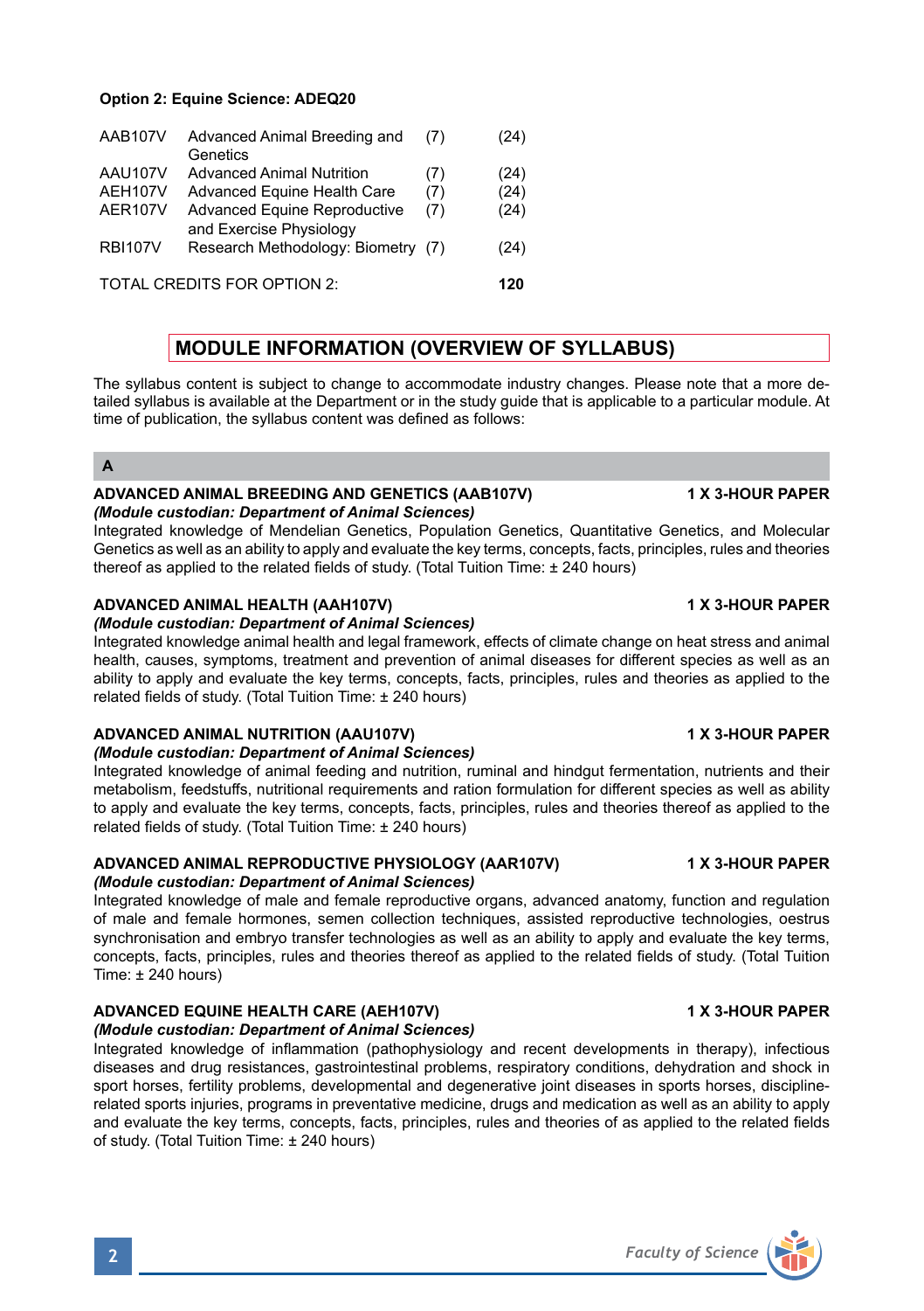**Option 2: Equine Science: ADEQ20**

| | | | |
|---|---|---|---|
| AAB107V | Advanced Animal Breeding and Genetics | (7) | (24) |
| AAU107V | Advanced Animal Nutrition | (7) | (24) |
| AEH107V | Advanced Equine Health Care | (7) | (24) |
| AER107V | Advanced Equine Reproductive and Exercise Physiology | (7) | (24) |
| RBI107V | Research Methodology: Biometry | (7) | (24) |
| TOTAL CREDITS FOR OPTION 2: | | | **120** |

## MODULE INFORMATION (OVERVIEW OF SYLLABUS)

The syllabus content is subject to change to accommodate industry changes. Please note that a more detailed syllabus is available at the Department or in the study guide that is applicable to a particular module. At time of publication, the syllabus content was defined as follows:

### A

**ADVANCED ANIMAL BREEDING AND GENETICS (AAB107V)** **1 X 3-HOUR PAPER**
***(Module custodian: Department of Animal Sciences)***
Integrated knowledge of Mendelian Genetics, Population Genetics, Quantitative Genetics, and Molecular Genetics as well as an ability to apply and evaluate the key terms, concepts, facts, principles, rules and theories thereof as applied to the related fields of study. (Total Tuition Time: ± 240 hours)

**ADVANCED ANIMAL HEALTH (AAH107V)** **1 X 3-HOUR PAPER**
***(Module custodian: Department of Animal Sciences)***
Integrated knowledge animal health and legal framework, effects of climate change on heat stress and animal health, causes, symptoms, treatment and prevention of animal diseases for different species as well as an ability to apply and evaluate the key terms, concepts, facts, principles, rules and theories as applied to the related fields of study. (Total Tuition Time: ± 240 hours)

**ADVANCED ANIMAL NUTRITION (AAU107V)** **1 X 3-HOUR PAPER**
***(Module custodian: Department of Animal Sciences)***
Integrated knowledge of animal feeding and nutrition, ruminal and hindgut fermentation, nutrients and their metabolism, feedstuffs, nutritional requirements and ration formulation for different species as well as ability to apply and evaluate the key terms, concepts, facts, principles, rules and theories thereof as applied to the related fields of study. (Total Tuition Time: ± 240 hours)

**ADVANCED ANIMAL REPRODUCTIVE PHYSIOLOGY (AAR107V)** **1 X 3-HOUR PAPER**
***(Module custodian: Department of Animal Sciences)***
Integrated knowledge of male and female reproductive organs, advanced anatomy, function and regulation of male and female hormones, semen collection techniques, assisted reproductive technologies, oestrus synchronisation and embryo transfer technologies as well as an ability to apply and evaluate the key terms, concepts, facts, principles, rules and theories thereof as applied to the related fields of study. (Total Tuition Time: ± 240 hours)

**ADVANCED EQUINE HEALTH CARE (AEH107V)** **1 X 3-HOUR PAPER**
***(Module custodian: Department of Animal Sciences)***
Integrated knowledge of inflammation (pathophysiology and recent developments in therapy), infectious diseases and drug resistances, gastrointestinal problems, respiratory conditions, dehydration and shock in sport horses, fertility problems, developmental and degenerative joint diseases in sports horses, discipline-related sports injuries, programs in preventative medicine, drugs and medication as well as an ability to apply and evaluate the key terms, concepts, facts, principles, rules and theories of as applied to the related fields of study. (Total Tuition Time: ± 240 hours)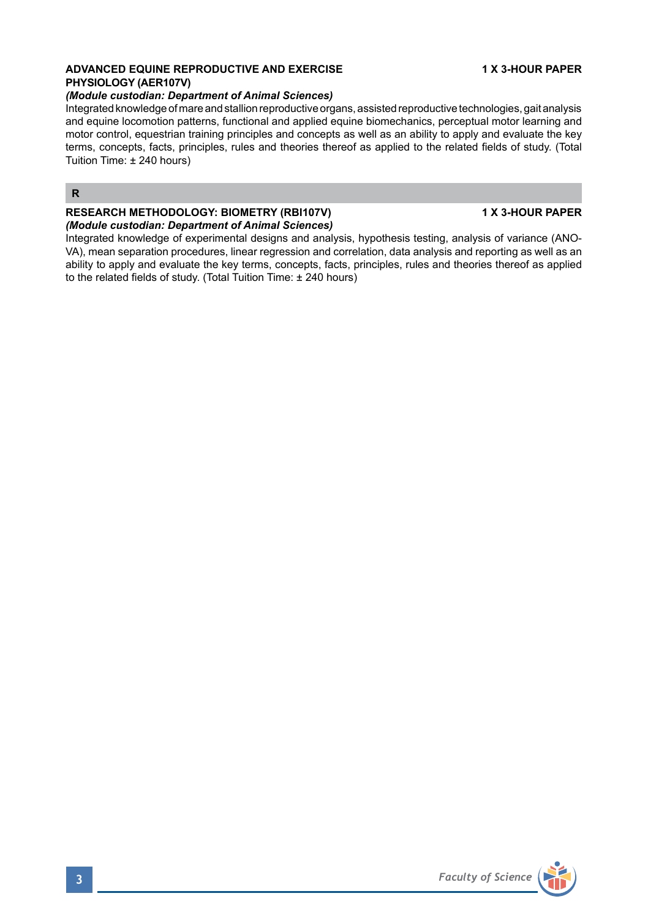**ADVANCED EQUINE REPRODUCTIVE AND EXERCISE PHYSIOLOGY (AER107V)** **1 X 3-HOUR PAPER**

***(Module custodian: Department of Animal Sciences)***

Integrated knowledge of mare and stallion reproductive organs, assisted reproductive technologies, gait analysis and equine locomotion patterns, functional and applied equine biomechanics, perceptual motor learning and motor control, equestrian training principles and concepts as well as an ability to apply and evaluate the key terms, concepts, facts, principles, rules and theories thereof as applied to the related fields of study. (Total Tuition Time: ± 240 hours)

## R

**RESEARCH METHODOLOGY: BIOMETRY (RBI107V)** **1 X 3-HOUR PAPER**

***(Module custodian: Department of Animal Sciences)***

Integrated knowledge of experimental designs and analysis, hypothesis testing, analysis of variance (ANOVA), mean separation procedures, linear regression and correlation, data analysis and reporting as well as an ability to apply and evaluate the key terms, concepts, facts, principles, rules and theories thereof as applied to the related fields of study. (Total Tuition Time: ± 240 hours)